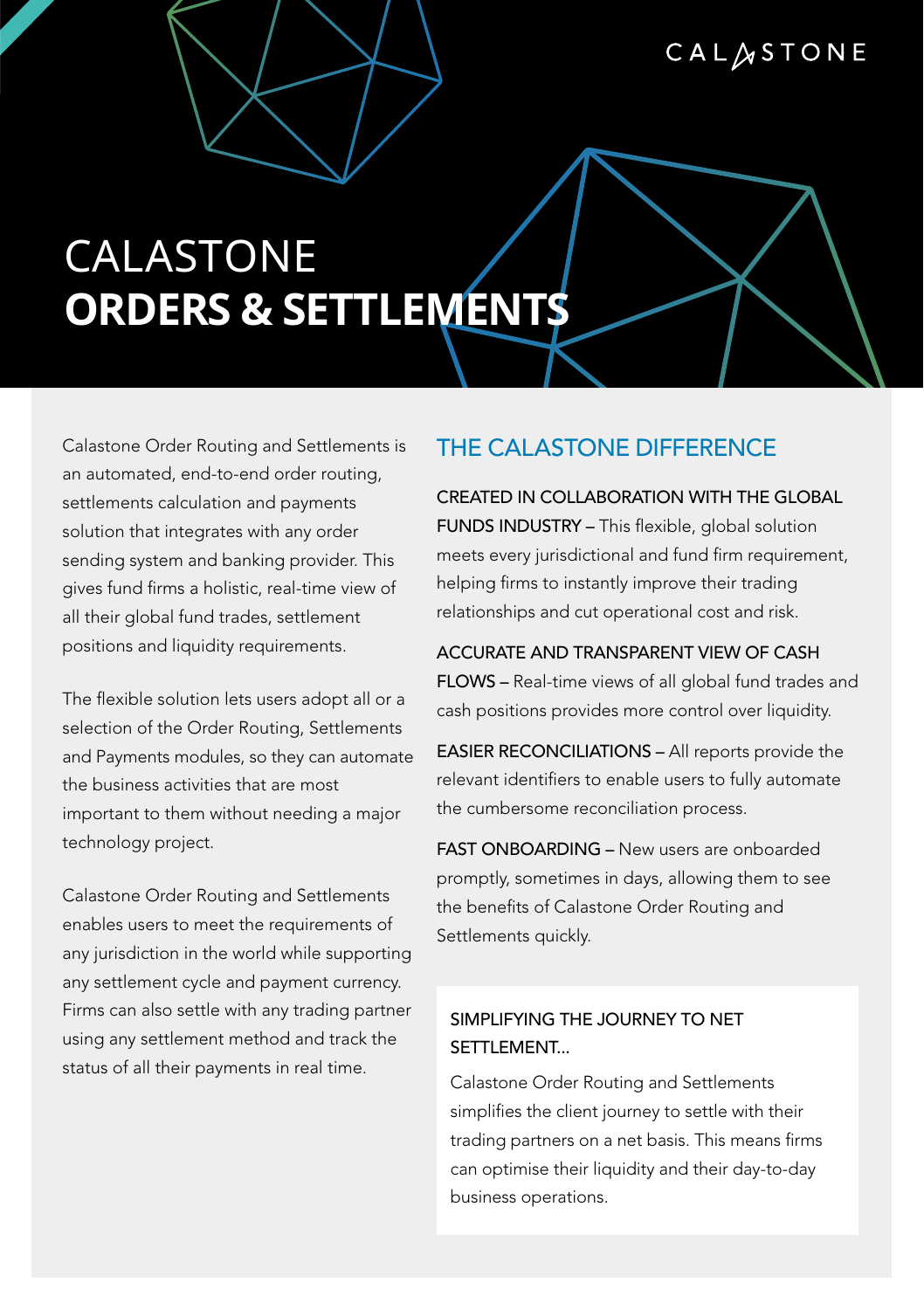# CALASTONE **ORDERS & SETTLEMENTS**

Calastone Order Routing and Settlements is an automated, end-to-end order routing, settlements calculation and payments solution that integrates with any order sending system and banking provider. This gives fund firms a holistic, real-time view of all their global fund trades, settlement positions and liquidity requirements.

The flexible solution lets users adopt all or a selection of the Order Routing, Settlements and Payments modules, so they can automate the business activities that are most important to them without needing a major technology project.

Calastone Order Routing and Settlements enables users to meet the requirements of any jurisdiction in the world while supporting any settlement cycle and payment currency. Firms can also settle with any trading partner using any settlement method and track the status of all their payments in real time.

## THE CALASTONE DIFFERENCE

CREATED IN COLLABORATION WITH THE GLOBAL FUNDS INDUSTRY – This flexible, global solution meets every jurisdictional and fund firm requirement, helping firms to instantly improve their trading relationships and cut operational cost and risk.

ACCURATE AND TRANSPARENT VIEW OF CASH FLOWS – Real-time views of all global fund trades and cash positions provides more control over liquidity.

EASIER RECONCILIATIONS – All reports provide the relevant identifiers to enable users to fully automate the cumbersome reconciliation process.

FAST ONBOARDING – New users are onboarded promptly, sometimes in days, allowing them to see the benefits of Calastone Order Routing and Settlements quickly.

### SIMPLIFYING THE JOURNEY TO NET SETTLEMENT...

Calastone Order Routing and Settlements simplifies the client journey to settle with their trading partners on a net basis. This means firms can optimise their liquidity and their day-to-day business operations.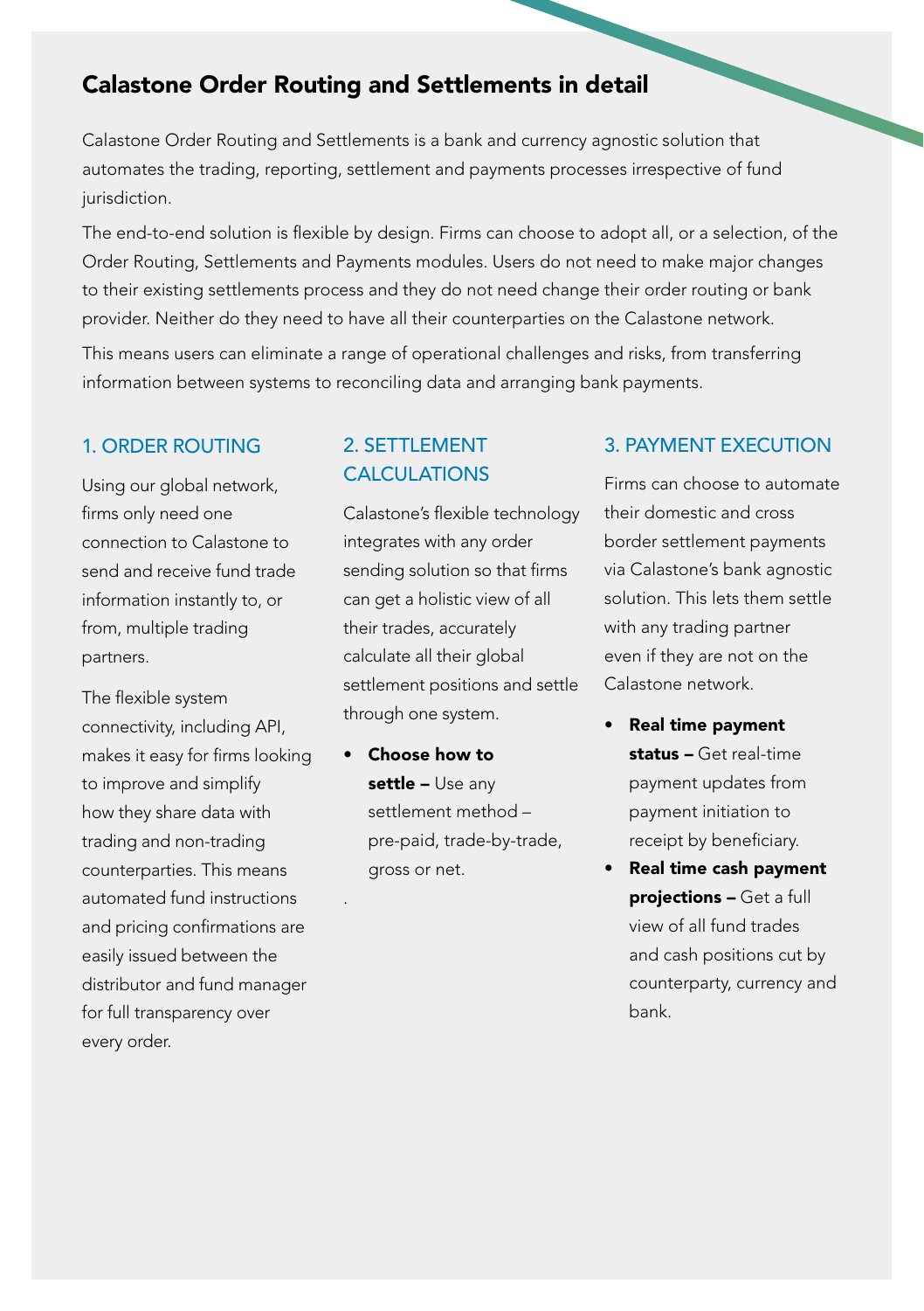## Calastone Order Routing and Settlements in detail

Calastone Order Routing and Settlements is a bank and currency agnostic solution that automates the trading, reporting, settlement and payments processes irrespective of fund jurisdiction.

The end-to-end solution is flexible by design. Firms can choose to adopt all, or a selection, of the Order Routing, Settlements and Payments modules. Users do not need to make major changes to their existing settlements process and they do not need change their order routing or bank provider. Neither do they need to have all their counterparties on the Calastone network.

This means users can eliminate a range of operational challenges and risks, from transferring information between systems to reconciling data and arranging bank payments.

### 1. ORDER ROUTING

Using our global network, firms only need one connection to Calastone to send and receive fund trade information instantly to, or from, multiple trading partners.

The flexible system connectivity, including API, makes it easy for firms looking to improve and simplify how they share data with trading and non-trading counterparties. This means automated fund instructions and pricing confirmations are easily issued between the distributor and fund manager for full transparency over every order.

### 2. SETTLEMENT CALCULATIONS

Calastone's flexible technology integrates with any order sending solution so that firms can get a holistic view of all their trades, accurately calculate all their global settlement positions and settle through one system.

- **Choose how to settle –** Use any settlement method – pre-paid, trade-by-trade, gross or net.

### 3. PAYMENT EXECUTION

Firms can choose to automate their domestic and cross border settlement payments via Calastone's bank agnostic solution. This lets them settle with any trading partner even if they are not on the Calastone network.

- **Real time payment status –** Get real-time payment updates from payment initiation to receipt by beneficiary.
- **Real time cash payment projections –** Get a full view of all fund trades and cash positions cut by counterparty, currency and bank.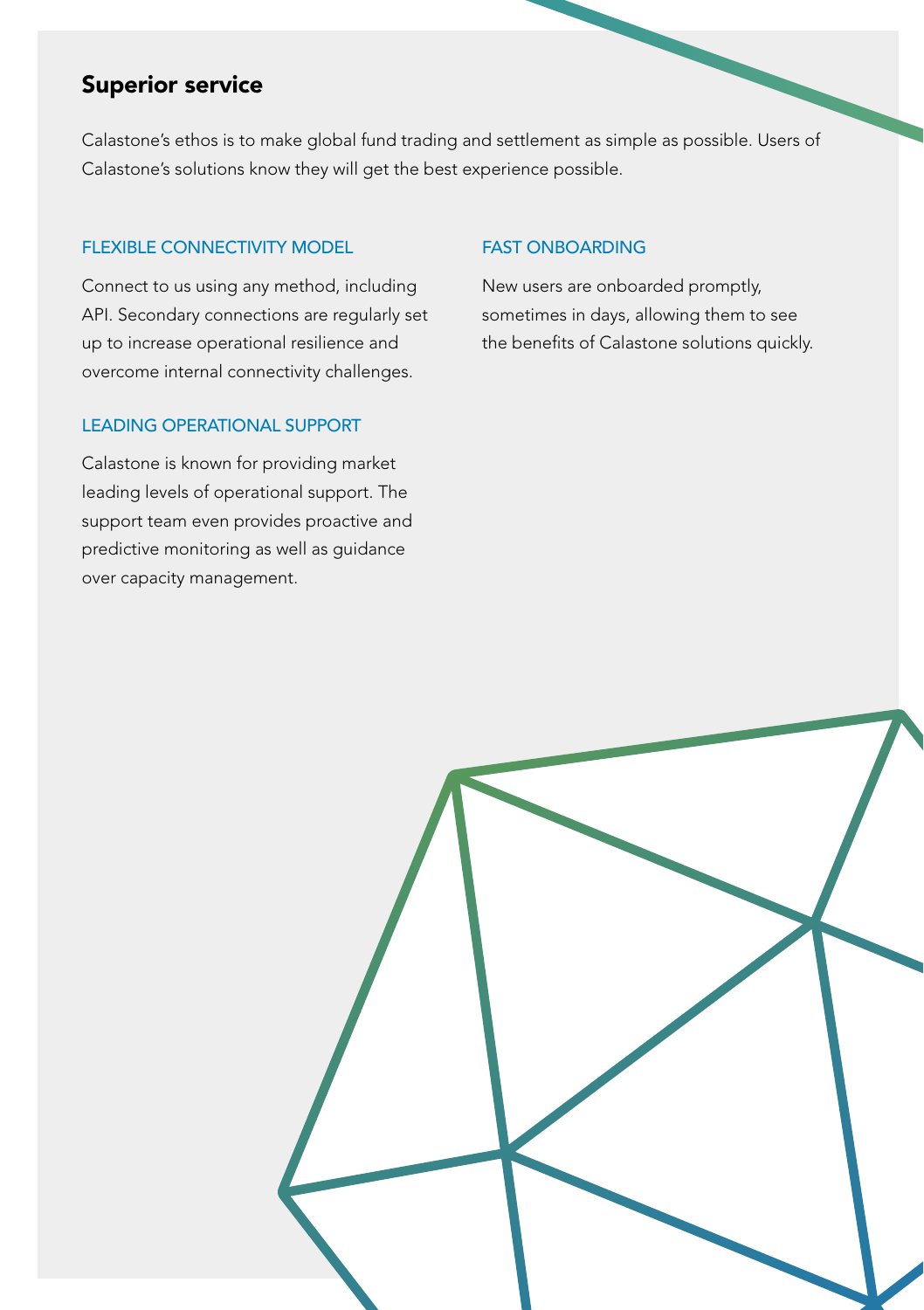## Superior service

Calastone's ethos is to make global fund trading and settlement as simple as possible. Users of Calastone's solutions know they will get the best experience possible.

### FLEXIBLE CONNECTIVITY MODEL

Connect to us using any method, including API. Secondary connections are regularly set up to increase operational resilience and overcome internal connectivity challenges.

### LEADING OPERATIONAL SUPPORT

Calastone is known for providing market leading levels of operational support. The support team even provides proactive and predictive monitoring as well as guidance over capacity management.

### FAST ONBOARDING

New users are onboarded promptly, sometimes in days, allowing them to see the benefits of Calastone solutions quickly.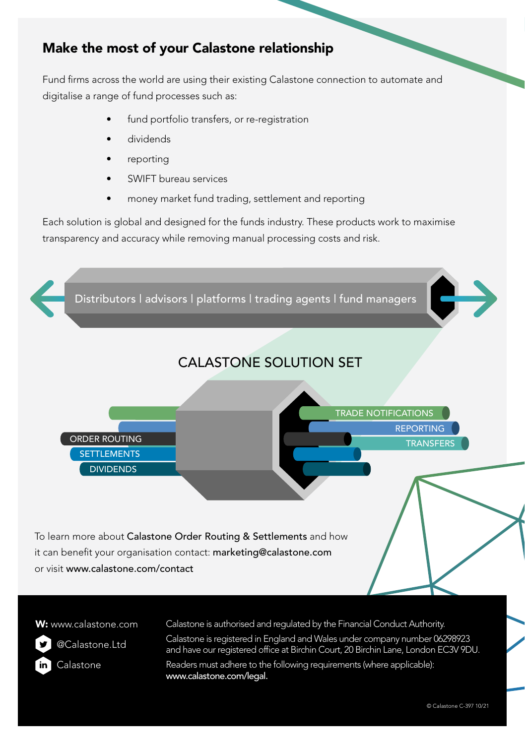## Make the most of your Calastone relationship

Fund firms across the world are using their existing Calastone connection to automate and digitalise a range of fund processes such as:

- fund portfolio transfers, or re-registration
- dividends
- reporting
- SWIFT bureau services
- money market fund trading, settlement and reporting

Each solution is global and designed for the funds industry. These products work to maximise transparency and accuracy while removing manual processing costs and risk.

Distributors | advisors | platforms | trading agents | fund managers

CALASTONE SOLUTION SET

ORDER ROUTING
SETTLEMENTS
DIVIDENDS
TRADE NOTIFICATIONS
REPORTING
TRANSFERS

To learn more about **Calastone Order Routing & Settlements** and how it can benefit your organisation contact: **marketing@calastone.com** or visit **www.calastone.com/contact**

**W:** www.calastone.com

@Calastone.Ltd

Calastone

Calastone is authorised and regulated by the Financial Conduct Authority.

Calastone is registered in England and Wales under company number 06298923 and have our registered office at Birchin Court, 20 Birchin Lane, London EC3V 9DU.

Readers must adhere to the following requirements (where applicable): **www.calastone.com/legal.**

© Calastone C-397 10/21